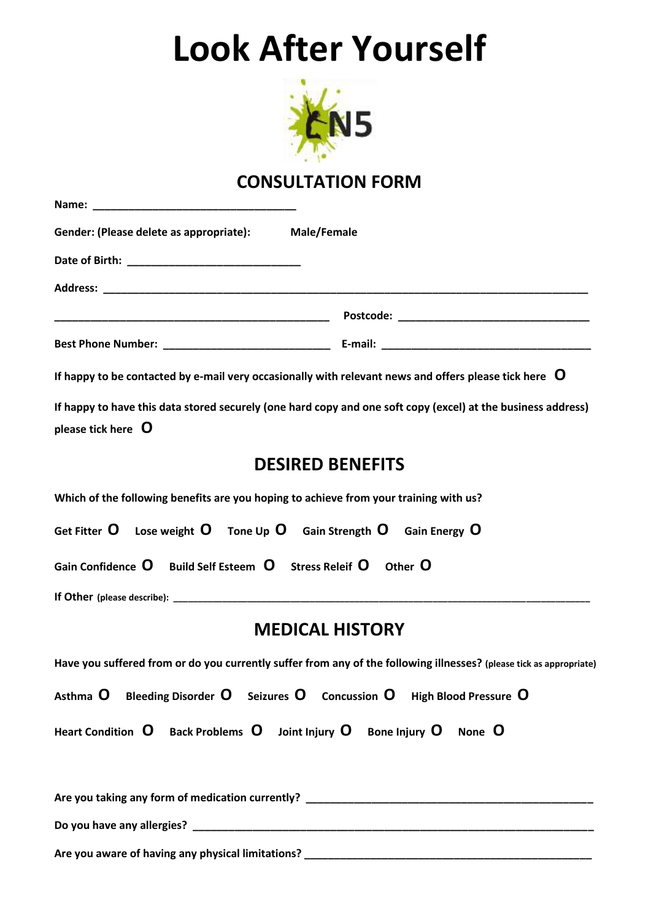# Look After Yourself

N5

## CONSULTATION FORM

**Name:** ________________________________

**Gender: (Please delete as appropriate):** **Male/Female**

**Date of Birth:** ___________________________

**Address:** ________________________________________________________________________________

_____________________________________________ **Postcode:** ______________________________

**Best Phone Number:** __________________________ **E-mail:** _________________________________

**If happy to be contacted by e-mail very occasionally with relevant news and offers please tick here O**

**If happy to have this data stored securely (one hard copy and one soft copy (excel) at the business address) please tick here O**

## DESIRED BENEFITS

**Which of the following benefits are you hoping to achieve from your training with us?**

**Get Fitter O Lose weight O Tone Up O Gain Strength O Gain Energy O**

**Gain Confidence O Build Self Esteem O Stress Releif O Other O**

**If Other (please describe):** ________________________________________________________________

## MEDICAL HISTORY

**Have you suffered from or do you currently suffer from any of the following illnesses? (please tick as appropriate)**

**Asthma O Bleeding Disorder O Seizures O Concussion O High Blood Pressure O**

**Heart Condition O Back Problems O Joint Injury O Bone Injury O None O**

**Are you taking any form of medication currently?** _____________________________________________

**Do you have any allergies?** ________________________________________________________________

**Are you aware of having any physical limitations?** ____________________________________________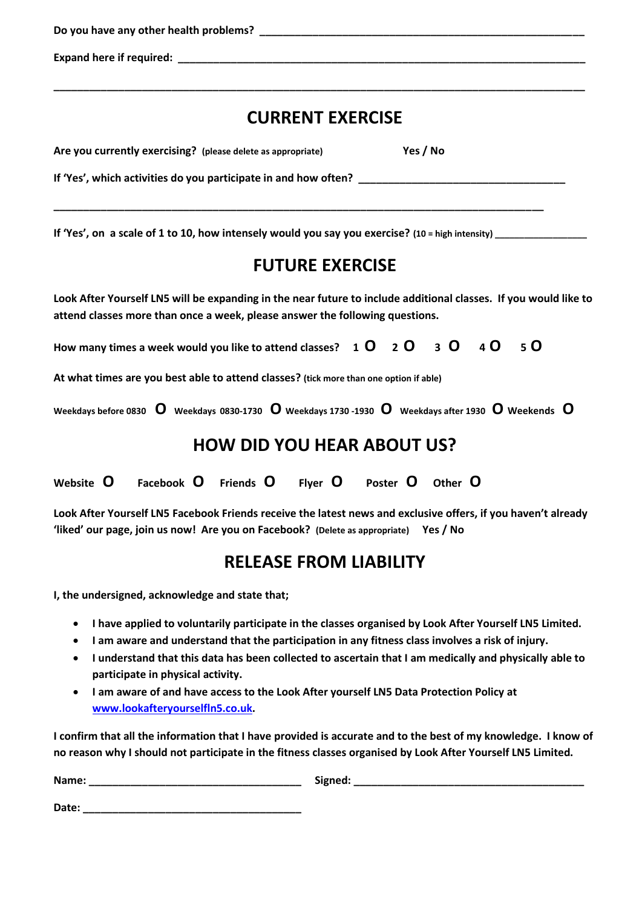**Do you have any other health problems?** ___________________________________________________

**Expand here if required:** ______________________________________________________________

___________________________________________________________________________________

## CURRENT EXERCISE

**Are you currently exercising?** **(please delete as appropriate)** **Yes / No**

**If 'Yes', which activities do you participate in and how often?** ________________________________

___________________________________________________________________________

**If 'Yes', on a scale of 1 to 10, how intensely would you say you exercise?** **(10 = high intensity)** ________________

## FUTURE EXERCISE

**Look After Yourself LN5 will be expanding in the near future to include additional classes. If you would like to attend classes more than once a week, please answer the following questions.**

**How many times a week would you like to attend classes?** 1 O 2 O 3 O 4 O 5 O

**At what times are you best able to attend classes?** **(tick more than one option if able)**

**Weekdays before 0830** O **Weekdays 0830-1730** O **Weekdays 1730 -1930** O **Weekdays after 1930** O **Weekends** O

## HOW DID YOU HEAR ABOUT US?

**Website** O **Facebook** O **Friends** O **Flyer** O **Poster** O **Other** O

**Look After Yourself LN5 Facebook Friends receive the latest news and exclusive offers, if you haven't already 'liked' our page, join us now! Are you on Facebook?** **(Delete as appropriate)** **Yes / No**

## RELEASE FROM LIABILITY

**I, the undersigned, acknowledge and state that;**

- **I have applied to voluntarily participate in the classes organised by Look After Yourself LN5 Limited.**
- **I am aware and understand that the participation in any fitness class involves a risk of injury.**
- **I understand that this data has been collected to ascertain that I am medically and physically able to participate in physical activity.**
- **I am aware of and have access to the Look After yourself LN5 Data Protection Policy at [www.lookafteryourselfln5.co.uk](http://www.lookafteryourselfln5.co.uk).**

**I confirm that all the information that I have provided is accurate and to the best of my knowledge. I know of no reason why I should not participate in the fitness classes organised by Look After Yourself LN5 Limited.**

**Name:** ____________________________ **Signed:** ______________________________

**Date:** ____________________________